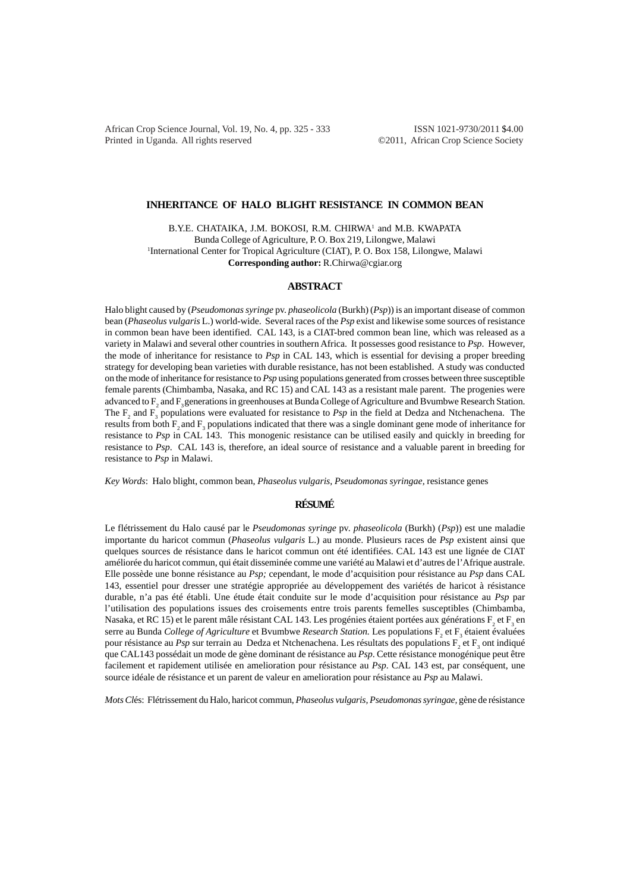# INHERITANCE OF HALO BLIGHT RESISTANCE IN COMMON BEAN

B.Y.E. CHATAIKA, J.M. BOKOSI, R.M. CHIRWA[1] and M.B. KWAPATA

Bunda College of Agriculture, P. O. Box 219, Lilongwe, Malawi

[1]International Center for Tropical Agriculture (CIAT), P. O. Box 158, Lilongwe, Malawi

**Corresponding author:** R.Chirwa@cgiar.org

## ABSTRACT

Halo blight caused by (*Pseudomonas syringe* pv. *phaseolicola* (Burkh) (*Psp*)) is an important disease of common bean (*Phaseolus vulgaris* L.) world-wide. Several races of the *Psp* exist and likewise some sources of resistance in common bean have been identified. CAL 143, is a CIAT-bred common bean line, which was released as a variety in Malawi and several other countries in southern Africa. It possesses good resistance to *Psp*. However, the mode of inheritance for resistance to *Psp* in CAL 143, which is essential for devising a proper breeding strategy for developing bean varieties with durable resistance, has not been established. A study was conducted on the mode of inheritance for resistance to *Psp* using populations generated from crosses between three susceptible female parents (Chimbamba, Nasaka, and RC 15) and CAL 143 as a resistant male parent. The progenies were advanced to $F_2$ and $F_3$ generations in greenhouses at Bunda College of Agriculture and Bvumbwe Research Station. The $F_2$ and $F_3$ populations were evaluated for resistance to *Psp* in the field at Dedza and Ntchenachena. The results from both $F_2$ and $F_3$ populations indicated that there was a single dominant gene mode of inheritance for resistance to *Psp* in CAL 143. This monogenic resistance can be utilised easily and quickly in breeding for resistance to *Psp*. CAL 143 is, therefore, an ideal source of resistance and a valuable parent in breeding for resistance to *Psp* in Malawi.

*Key Words*: Halo blight, common bean, *Phaseolus vulgaris*, *Pseudomonas syringae*, resistance genes

## RÉSUMÉ

Le flétrissement du Halo causé par le *Pseudomonas syringe* pv. *phaseolicola* (Burkh) (*Psp*)) est une maladie importante du haricot commun (*Phaseolus vulgaris* L.) au monde. Plusieurs races de *Psp* existent ainsi que quelques sources de résistance dans le haricot commun ont été identifiées. CAL 143 est une lignée de CIAT améliorée du haricot commun, qui était disseminée comme une variété au Malawi et d'autres de l'Afrique australe. Elle possède une bonne résistance au *Psp;* cependant, le mode d'acquisition pour résistance au *Psp* dans CAL 143, essentiel pour dresser une stratégie appropriée au développement des variétés de haricot à résistance durable, n'a pas été établi. Une étude était conduite sur le mode d'acquisition pour résistance au *Psp* par l'utilisation des populations issues des croisements entre trois parents femelles susceptibles (Chimbamba, Nasaka, et RC 15) et le parent mâle résistant CAL 143. Les progénies étaient portées aux générations $F_2$ et $F_3$ en serre au Bunda *College of Agriculture* et Bvumbwe *Research Station.* Les populations $F_2$ et $F_3$ étaient évaluées pour résistance au *Psp* sur terrain au Dedza et Ntchenachena. Les résultats des populations $F_2$ et $F_3$ ont indiqué que CAL143 possédait un mode de gène dominant de résistance au *Psp*. Cette résistance monogénique peut être facilement et rapidement utilisée en amelioration pour résistance au *Psp*. CAL 143 est, par conséquent, une source idéale de résistance et un parent de valeur en amelioration pour résistance au *Psp* au Malawi.

*Mots Clés*: Flétrissement du Halo, haricot commun, *Phaseolus vulgaris*, *Pseudomonas syringae*, gène de résistance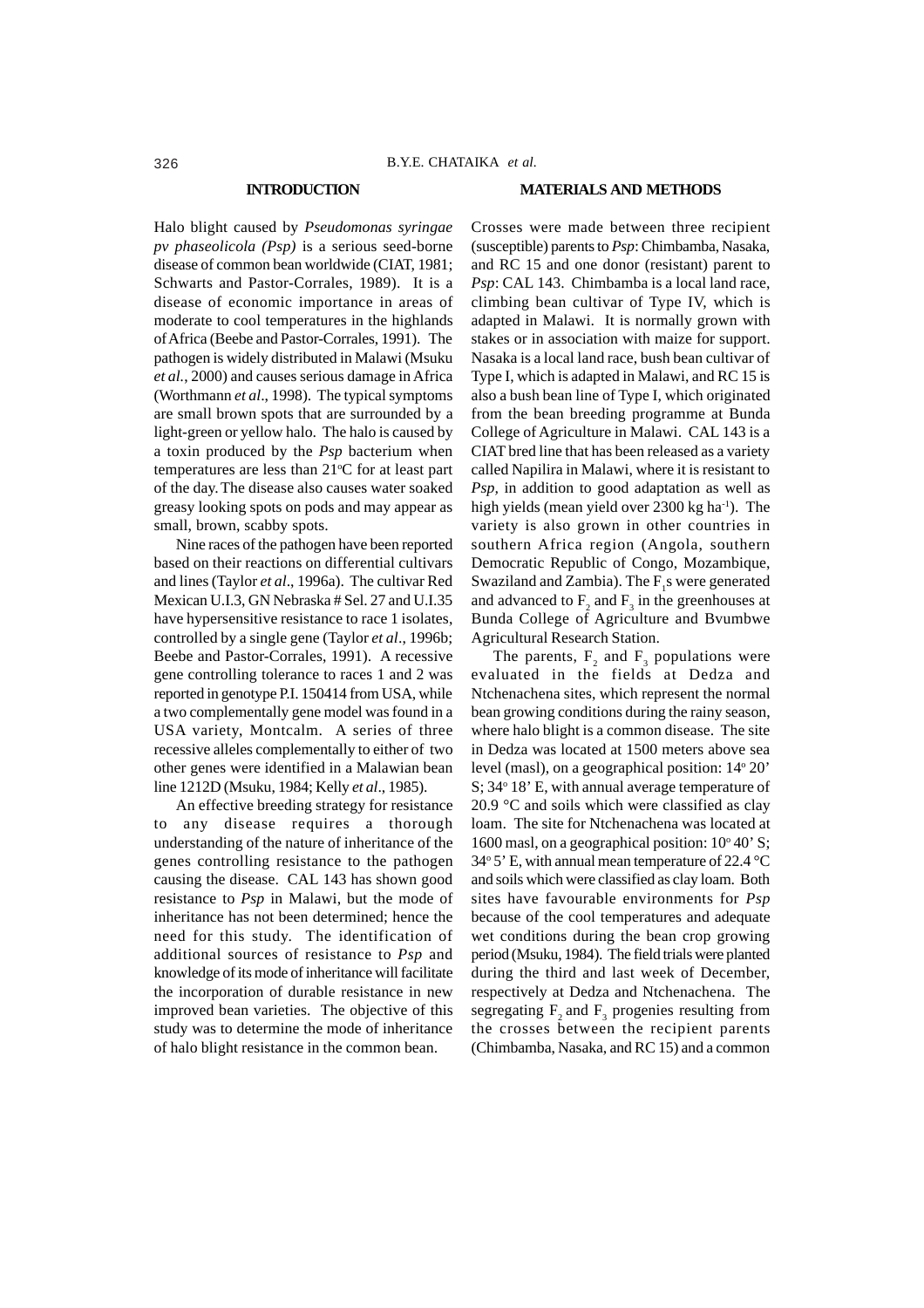## INTRODUCTION

Halo blight caused by *Pseudomonas syringae pv phaseolicola (Psp)* is a serious seed-borne disease of common bean worldwide (CIAT, 1981; Schwarts and Pastor-Corrales, 1989). It is a disease of economic importance in areas of moderate to cool temperatures in the highlands of Africa (Beebe and Pastor-Corrales, 1991). The pathogen is widely distributed in Malawi (Msuku *et al.*, 2000) and causes serious damage in Africa (Worthmann *et al*., 1998). The typical symptoms are small brown spots that are surrounded by a light-green or yellow halo. The halo is caused by a toxin produced by the *Psp* bacterium when temperatures are less than 21°C for at least part of the day. The disease also causes water soaked greasy looking spots on pods and may appear as small, brown, scabby spots.

Nine races of the pathogen have been reported based on their reactions on differential cultivars and lines (Taylor *et al*., 1996a). The cultivar Red Mexican U.I.3, GN Nebraska # Sel. 27 and U.I.35 have hypersensitive resistance to race 1 isolates, controlled by a single gene (Taylor *et al*., 1996b; Beebe and Pastor-Corrales, 1991). A recessive gene controlling tolerance to races 1 and 2 was reported in genotype P.I. 150414 from USA, while a two complementally gene model was found in a USA variety, Montcalm. A series of three recessive alleles complementally to either of two other genes were identified in a Malawian bean line 1212D (Msuku, 1984; Kelly *et al*., 1985).

An effective breeding strategy for resistance to any disease requires a thorough understanding of the nature of inheritance of the genes controlling resistance to the pathogen causing the disease. CAL 143 has shown good resistance to *Psp* in Malawi, but the mode of inheritance has not been determined; hence the need for this study. The identification of additional sources of resistance to *Psp* and knowledge of its mode of inheritance will facilitate the incorporation of durable resistance in new improved bean varieties. The objective of this study was to determine the mode of inheritance of halo blight resistance in the common bean.

## MATERIALS AND METHODS

Crosses were made between three recipient (susceptible) parents to *Psp*: Chimbamba, Nasaka, and RC 15 and one donor (resistant) parent to *Psp*: CAL 143. Chimbamba is a local land race, climbing bean cultivar of Type IV, which is adapted in Malawi. It is normally grown with stakes or in association with maize for support. Nasaka is a local land race, bush bean cultivar of Type I, which is adapted in Malawi, and RC 15 is also a bush bean line of Type I, which originated from the bean breeding programme at Bunda College of Agriculture in Malawi. CAL 143 is a CIAT bred line that has been released as a variety called Napilira in Malawi, where it is resistant to *Psp*, in addition to good adaptation as well as high yields (mean yield over 2300 kg ha$^{-1}$). The variety is also grown in other countries in southern Africa region (Angola, southern Democratic Republic of Congo, Mozambique, Swaziland and Zambia). The $F_1$s were generated and advanced to $F_2$ and $F_3$ in the greenhouses at Bunda College of Agriculture and Bvumbwe Agricultural Research Station.

The parents, $F_2$ and $F_3$ populations were evaluated in the fields at Dedza and Ntchenachena sites, which represent the normal bean growing conditions during the rainy season, where halo blight is a common disease. The site in Dedza was located at 1500 meters above sea level (masl), on a geographical position: 14° 20' S; 34° 18' E, with annual average temperature of 20.9 °C and soils which were classified as clay loam. The site for Ntchenachena was located at 1600 masl, on a geographical position: 10° 40' S; 34° 5' E, with annual mean temperature of 22.4 °C and soils which were classified as clay loam. Both sites have favourable environments for *Psp* because of the cool temperatures and adequate wet conditions during the bean crop growing period (Msuku, 1984). The field trials were planted during the third and last week of December, respectively at Dedza and Ntchenachena. The segregating $F_2$ and $F_3$ progenies resulting from the crosses between the recipient parents (Chimbamba, Nasaka, and RC 15) and a common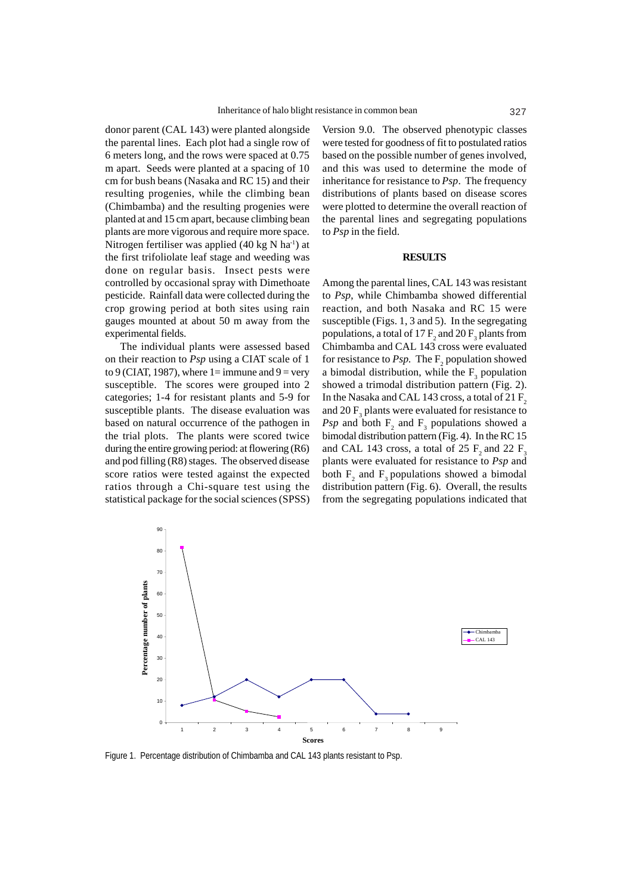donor parent (CAL 143) were planted alongside the parental lines. Each plot had a single row of 6 meters long, and the rows were spaced at 0.75 m apart. Seeds were planted at a spacing of 10 cm for bush beans (Nasaka and RC 15) and their resulting progenies, while the climbing bean (Chimbamba) and the resulting progenies were planted at and 15 cm apart, because climbing bean plants are more vigorous and require more space. Nitrogen fertiliser was applied (40 kg N $ha^{-1}$) at the first trifoliolate leaf stage and weeding was done on regular basis. Insect pests were controlled by occasional spray with Dimethoate pesticide. Rainfall data were collected during the crop growing period at both sites using rain gauges mounted at about 50 m away from the experimental fields.

The individual plants were assessed based on their reaction to *Psp* using a CIAT scale of 1 to 9 (CIAT, 1987), where 1= immune and 9 = very susceptible. The scores were grouped into 2 categories; 1-4 for resistant plants and 5-9 for susceptible plants. The disease evaluation was based on natural occurrence of the pathogen in the trial plots. The plants were scored twice during the entire growing period: at flowering (R6) and pod filling (R8) stages. The observed disease score ratios were tested against the expected ratios through a Chi-square test using the statistical package for the social sciences (SPSS) Version 9.0. The observed phenotypic classes were tested for goodness of fit to postulated ratios based on the possible number of genes involved, and this was used to determine the mode of inheritance for resistance to *Psp*. The frequency distributions of plants based on disease scores were plotted to determine the overall reaction of the parental lines and segregating populations to *Psp* in the field.

## RESULTS

Among the parental lines, CAL 143 was resistant to *Psp*, while Chimbamba showed differential reaction, and both Nasaka and RC 15 were susceptible (Figs. 1, 3 and 5). In the segregating populations, a total of 17 $F_2$ and 20 $F_3$ plants from Chimbamba and CAL 143 cross were evaluated for resistance to *Psp.* The $F_2$ population showed a bimodal distribution, while the $F_3$ population showed a trimodal distribution pattern (Fig. 2). In the Nasaka and CAL 143 cross, a total of 21 $F_2$ and 20 $F_3$ plants were evaluated for resistance to *Psp* and both $F_2$ and $F_3$ populations showed a bimodal distribution pattern (Fig. 4). In the RC 15 and CAL 143 cross, a total of 25 $F_2$ and 22 $F_3$ plants were evaluated for resistance to *Psp* and both $F_2$ and $F_3$ populations showed a bimodal distribution pattern (Fig. 6). Overall, the results from the segregating populations indicated that

Figure 1. Percentage distribution of Chimbamba and CAL 143 plants resistant to Psp.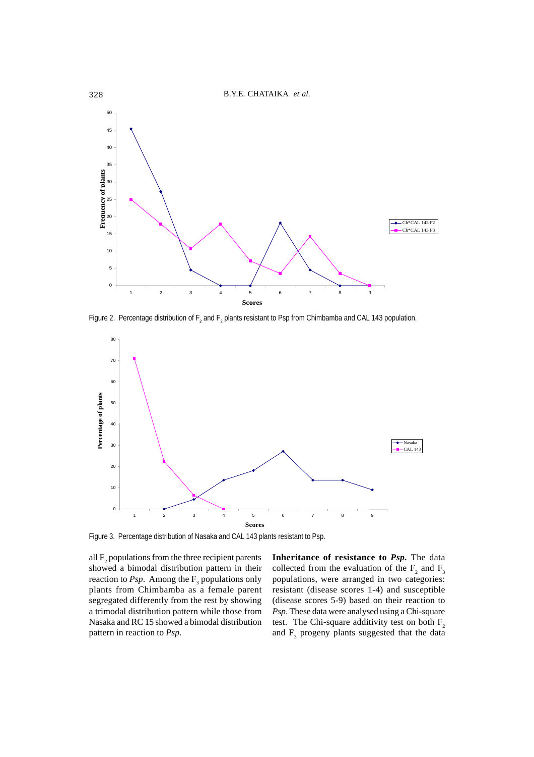Figure 2. Percentage distribution of $F_2$ and $F_3$ plants resistant to Psp from Chimbamba and CAL 143 population.

Figure 3. Percentage distribution of Nasaka and CAL 143 plants resistant to Psp.

all $F_2$ populations from the three recipient parents showed a bimodal distribution pattern in their reaction to *Psp*. Among the $F_3$ populations only plants from Chimbamba as a female parent segregated differently from the rest by showing a trimodal distribution pattern while those from Nasaka and RC 15 showed a bimodal distribution pattern in reaction to *Psp.*

**Inheritance of resistance to *Psp*.** The data collected from the evaluation of the $F_2$ and $F_3$ populations, were arranged in two categories: resistant (disease scores 1-4) and susceptible (disease scores 5-9) based on their reaction to *Psp*. These data were analysed using a Chi-square test. The Chi-square additivity test on both $F_2$ and $F_3$ progeny plants suggested that the data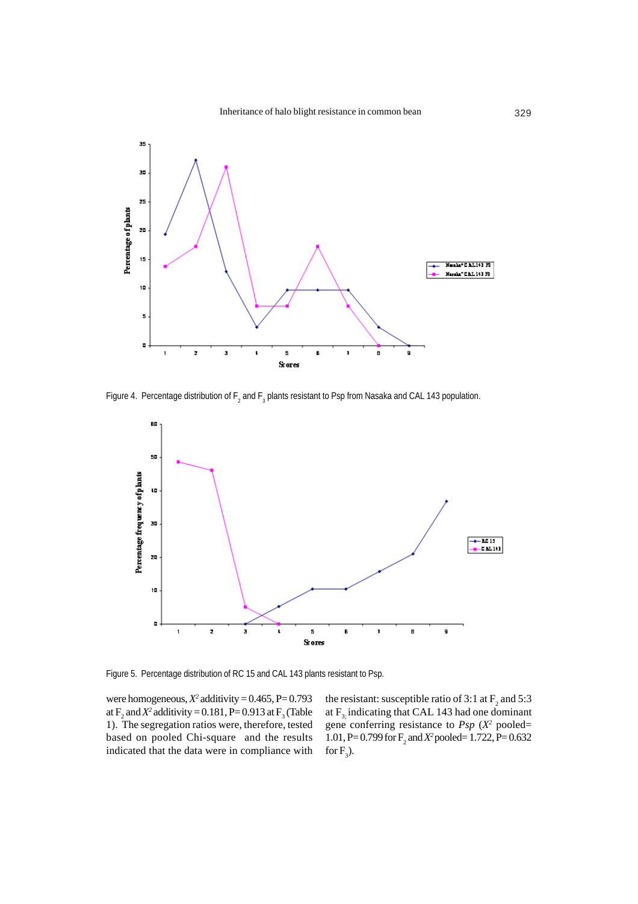Figure 4. Percentage distribution of $F_2$ and $F_3$ plants resistant to Psp from Nasaka and CAL 143 population.

Figure 5. Percentage distribution of RC 15 and CAL 143 plants resistant to Psp.

were homogeneous, $X^2$ additivity = 0.465, P= 0.793 at $F_2$ and $X^2$ additivity = 0.181, P= 0.913 at $F_3$ (Table 1). The segregation ratios were, therefore, tested based on pooled Chi-square and the results indicated that the data were in compliance with the resistant: susceptible ratio of 3:1 at $F_2$ and 5:3 at $F_3$, indicating that CAL 143 had one dominant gene conferring resistance to *Psp* ($X^2$ pooled= 1.01, P= 0.799 for $F_2$ and $X^2$ pooled= 1.722, P= 0.632 for $F_3$).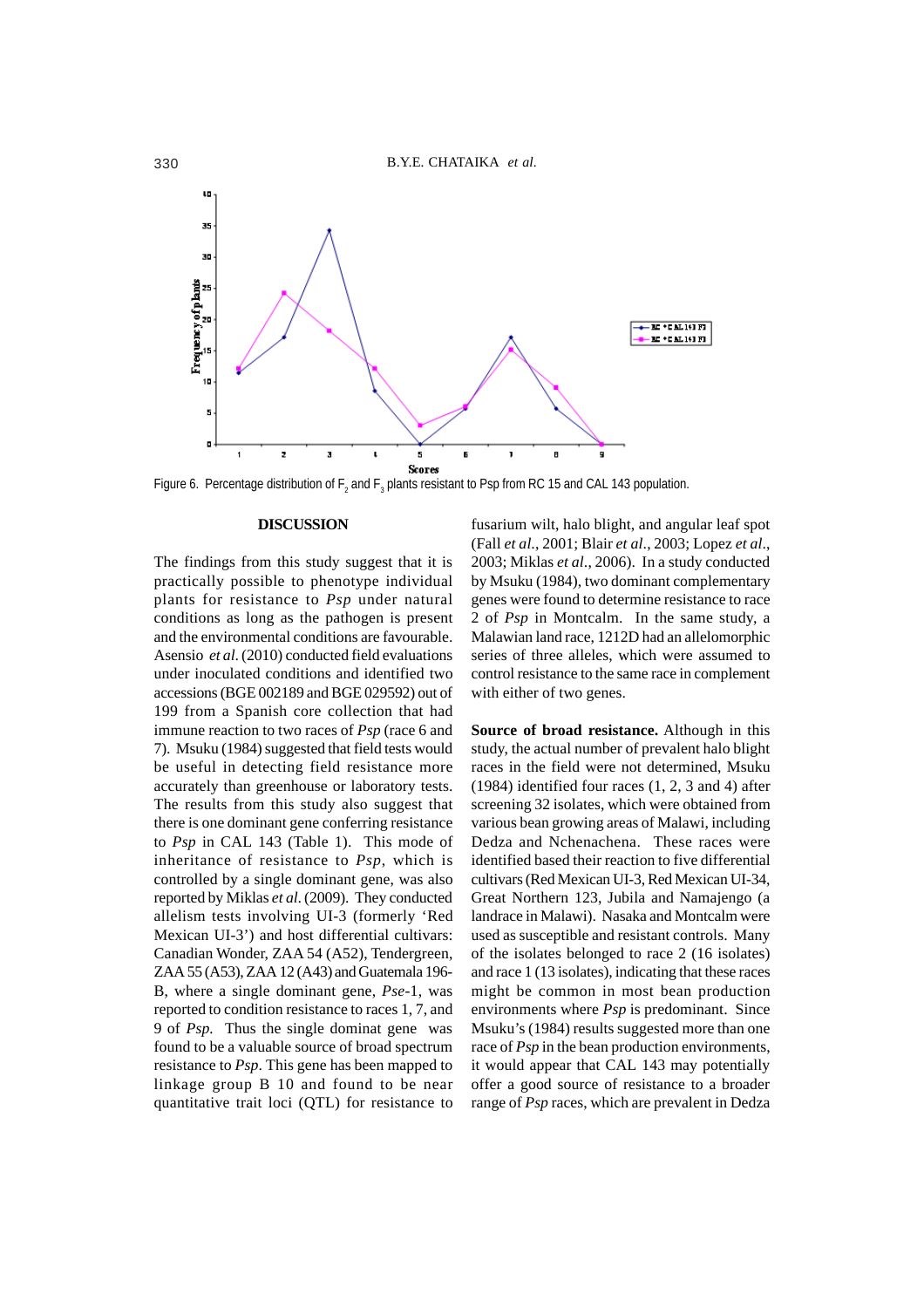Figure 6. Percentage distribution of $F_2$ and $F_3$ plants resistant to Psp from RC 15 and CAL 143 population.

## DISCUSSION

The findings from this study suggest that it is practically possible to phenotype individual plants for resistance to *Psp* under natural conditions as long as the pathogen is present and the environmental conditions are favourable. Asensio *et al.* (2010) conducted field evaluations under inoculated conditions and identified two accessions (BGE 002189 and BGE 029592) out of 199 from a Spanish core collection that had immune reaction to two races of *Psp* (race 6 and 7). Msuku (1984) suggested that field tests would be useful in detecting field resistance more accurately than greenhouse or laboratory tests. The results from this study also suggest that there is one dominant gene conferring resistance to *Psp* in CAL 143 (Table 1). This mode of inheritance of resistance to *Psp*, which is controlled by a single dominant gene, was also reported by Miklas *et al.* (2009). They conducted allelism tests involving UI-3 (formerly 'Red Mexican UI-3') and host differential cultivars: Canadian Wonder, ZAA 54 (A52), Tendergreen, ZAA 55 (A53), ZAA 12 (A43) and Guatemala 196-B, where a single dominant gene, *Pse*-1, was reported to condition resistance to races 1, 7, and 9 of *Psp*. Thus the single dominat gene was found to be a valuable source of broad spectrum resistance to *Psp*. This gene has been mapped to linkage group B 10 and found to be near quantitative trait loci (QTL) for resistance to fusarium wilt, halo blight, and angular leaf spot (Fall *et al*., 2001; Blair *et al*., 2003; Lopez *et al*., 2003; Miklas *et al*., 2006). In a study conducted by Msuku (1984), two dominant complementary genes were found to determine resistance to race 2 of *Psp* in Montcalm. In the same study, a Malawian land race, 1212D had an allelomorphic series of three alleles, which were assumed to control resistance to the same race in complement with either of two genes.

**Source of broad resistance.** Although in this study, the actual number of prevalent halo blight races in the field were not determined, Msuku (1984) identified four races (1, 2, 3 and 4) after screening 32 isolates, which were obtained from various bean growing areas of Malawi, including Dedza and Nchenachena. These races were identified based their reaction to five differential cultivars (Red Mexican UI-3, Red Mexican UI-34, Great Northern 123, Jubila and Namajengo (a landrace in Malawi). Nasaka and Montcalm were used as susceptible and resistant controls. Many of the isolates belonged to race 2 (16 isolates) and race 1 (13 isolates), indicating that these races might be common in most bean production environments where *Psp* is predominant. Since Msuku's (1984) results suggested more than one race of *Psp* in the bean production environments, it would appear that CAL 143 may potentially offer a good source of resistance to a broader range of *Psp* races, which are prevalent in Dedza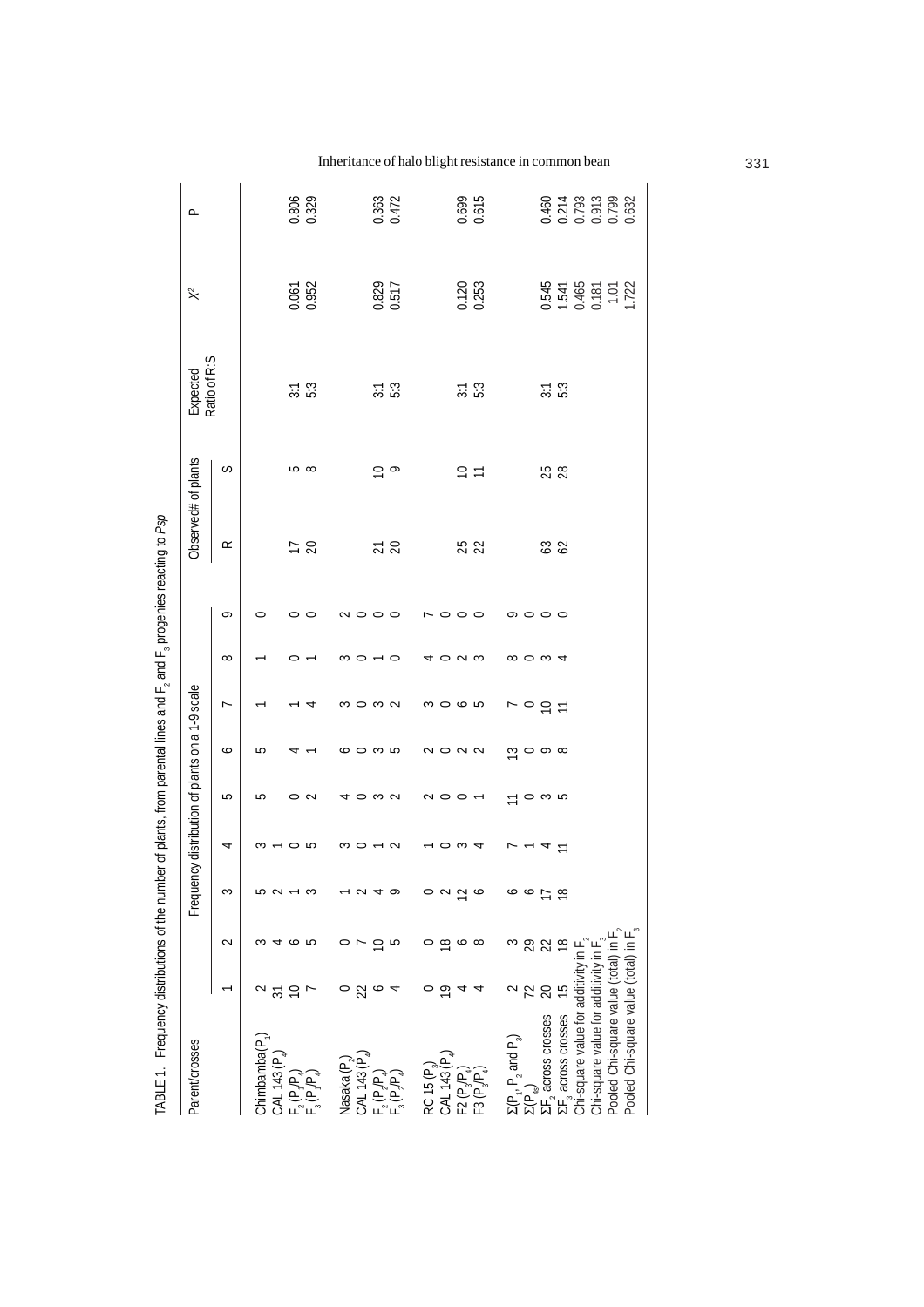TABLE 1. Frequency distributions of the number of plants, from parental lines and $F_2$ and $F_3$ progenies reacting to *Psp*

| Parent/crosses | Frequency distribution of plants on a 1-9 scale | | | | | | | | | Observed# of plants | | Expected Ratio of R:S | $X^2$ | P |
|---|---|---|---|---|---|---|---|---|---|---|---|---|---|---|
| | 1 | 2 | 3 | 4 | 5 | 6 | 7 | 8 | 9 | R | S | | | |
| Chimbamba($P_1$) | 2 | 3 | 5 | 3 | 5 | 5 | 1 | 1 | 0 | | | | | |
| CAL 143 ($P_4$) | 31 | 4 | 2 | 1 | | | | | | | | | | |
| $F_2$ ($P_1$/$P_4$) | 10 | 6 | 1 | 0 | 0 | 4 | 1 | 0 | 0 | 17 | 5 | 3:1 | 0.061 | 0.806 |
| $F_3$ ($P_1$/$P_4$) | 7 | 5 | 3 | 5 | 2 | 1 | 4 | 1 | 0 | 20 | 8 | 5:3 | 0.952 | 0.329 |
| Nasaka ($P_2$) | 0 | 0 | 1 | 3 | 4 | 6 | 3 | 3 | 2 | | | | | |
| CAL 143 ($P_4$) | 22 | 7 | 2 | 0 | 0 | 0 | 0 | 0 | 0 | | | | | |
| $F_2$ ($P_2$/$P_4$) | 6 | 10 | 4 | 1 | 3 | 3 | 3 | 1 | 0 | 21 | 10 | 3:1 | 0.829 | 0.363 |
| $F_3$ ($P_2$/$P_4$) | 4 | 5 | 9 | 2 | 2 | 5 | 2 | 0 | 0 | 20 | 9 | 5:3 | 0.517 | 0.472 |
| RC 15 ($P_3$) | 0 | 0 | 0 | 1 | 2 | 2 | 3 | 4 | 7 | | | | | |
| CAL 143 ($P_4$) | 19 | 18 | 2 | 0 | 0 | 0 | 0 | 0 | 0 | | | | | |
| F2 ($P_3$/$P_4$) | 4 | 6 | 12 | 3 | 0 | 2 | 6 | 2 | 0 | 25 | 10 | 3:1 | 0.120 | 0.699 |
| F3 ($P_3$/$P_4$) | 4 | 8 | 6 | 4 | 1 | 2 | 5 | 3 | 0 | 22 | 11 | 5:3 | 0.253 | 0.615 |
| $\Sigma$($P_1$, $P_2$ and $P_3$) | 2 | 3 | 6 | 7 | 11 | 13 | 7 | 8 | 9 | | | | | |
| $\Sigma$($P_{4s}$) | 72 | 29 | 6 | 1 | 0 | 0 | 0 | 0 | 0 | | | | | |
| $\Sigma F_2$ across crosses | 20 | 22 | 17 | 4 | 3 | 9 | 10 | 3 | 0 | 63 | 25 | 3:1 | 0.545 | 0.460 |
| $\Sigma F_3$ across crosses | 15 | 18 | 18 | 11 | 5 | 8 | 11 | 4 | 0 | 62 | 28 | 5:3 | 1.541 | 0.214 |
| Chi-square value for additivity in $F_2$ | | | | | | | | | | | | | 0.465 | 0.793 |
| Chi-square value for additivity in $F_3$ | | | | | | | | | | | | | 0.181 | 0.913 |
| Pooled Chi-square value (total) in $F_2$ | | | | | | | | | | | | | 1.01 | 0.799 |
| Pooled Chi-square value (total) in $F_3$ | | | | | | | | | | | | | 1.722 | 0.632 |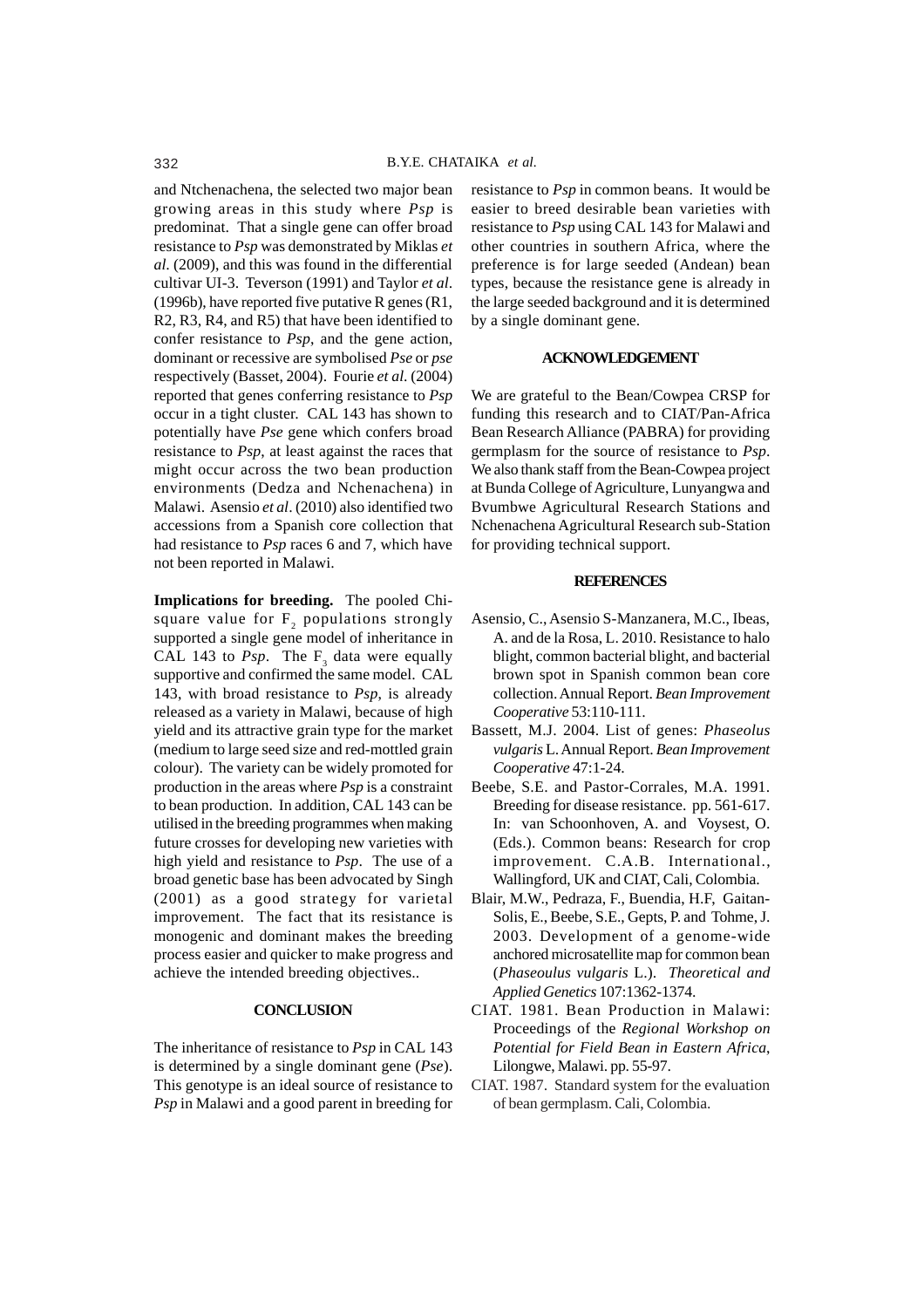and Ntchenachena, the selected two major bean growing areas in this study where *Psp* is predominat. That a single gene can offer broad resistance to *Psp* was demonstrated by Miklas *et al*. (2009), and this was found in the differential cultivar UI-3. Teverson (1991) and Taylor *et al*. (1996b), have reported five putative R genes (R1, R2, R3, R4, and R5) that have been identified to confer resistance to *Psp*, and the gene action, dominant or recessive are symbolised *Pse* or *pse* respectively (Basset, 2004). Fourie *et al*. (2004) reported that genes conferring resistance to *Psp* occur in a tight cluster. CAL 143 has shown to potentially have *Pse* gene which confers broad resistance to *Psp*, at least against the races that might occur across the two bean production environments (Dedza and Nchenachena) in Malawi. Asensio *et al*. (2010) also identified two accessions from a Spanish core collection that had resistance to *Psp* races 6 and 7, which have not been reported in Malawi.

**Implications for breeding.** The pooled Chi-square value for $F_2$ populations strongly supported a single gene model of inheritance in CAL 143 to *Psp*. The $F_3$ data were equally supportive and confirmed the same model. CAL 143, with broad resistance to *Psp*, is already released as a variety in Malawi, because of high yield and its attractive grain type for the market (medium to large seed size and red-mottled grain colour). The variety can be widely promoted for production in the areas where *Psp* is a constraint to bean production. In addition, CAL 143 can be utilised in the breeding programmes when making future crosses for developing new varieties with high yield and resistance to *Psp*. The use of a broad genetic base has been advocated by Singh (2001) as a good strategy for varietal improvement. The fact that its resistance is monogenic and dominant makes the breeding process easier and quicker to make progress and achieve the intended breeding objectives..

## CONCLUSION

The inheritance of resistance to *Psp* in CAL 143 is determined by a single dominant gene (*Pse*). This genotype is an ideal source of resistance to *Psp* in Malawi and a good parent in breeding for resistance to *Psp* in common beans. It would be easier to breed desirable bean varieties with resistance to *Psp* using CAL 143 for Malawi and other countries in southern Africa, where the preference is for large seeded (Andean) bean types, because the resistance gene is already in the large seeded background and it is determined by a single dominant gene.

## ACKNOWLEDGEMENT

We are grateful to the Bean/Cowpea CRSP for funding this research and to CIAT/Pan-Africa Bean Research Alliance (PABRA) for providing germplasm for the source of resistance to *Psp*. We also thank staff from the Bean-Cowpea project at Bunda College of Agriculture, Lunyangwa and Bvumbwe Agricultural Research Stations and Nchenachena Agricultural Research sub-Station for providing technical support.

## REFERENCES

Asensio, C., Asensio S-Manzanera, M.C., Ibeas, A. and de la Rosa, L. 2010. Resistance to halo blight, common bacterial blight, and bacterial brown spot in Spanish common bean core collection. Annual Report. *Bean Improvement Cooperative* 53:110-111.

Bassett, M.J. 2004. List of genes: *Phaseolus vulgaris* L. Annual Report. *Bean Improvement Cooperative* 47:1-24.

Beebe, S.E. and Pastor-Corrales, M.A. 1991. Breeding for disease resistance. pp. 561-617. In: van Schoonhoven, A. and Voysest, O. (Eds.). Common beans: Research for crop improvement. C.A.B. International., Wallingford, UK and CIAT, Cali, Colombia.

Blair, M.W., Pedraza, F., Buendia, H.F, Gaitan-Solis, E., Beebe, S.E., Gepts, P. and Tohme, J. 2003. Development of a genome-wide anchored microsatellite map for common bean (*Phaseoulus vulgaris* L.). *Theoretical and Applied Genetics* 107:1362-1374.

CIAT. 1981. Bean Production in Malawi: Proceedings of the *Regional Workshop on Potential for Field Bean in Eastern Africa*, Lilongwe, Malawi. pp. 55-97.

CIAT. 1987. Standard system for the evaluation of bean germplasm. Cali, Colombia.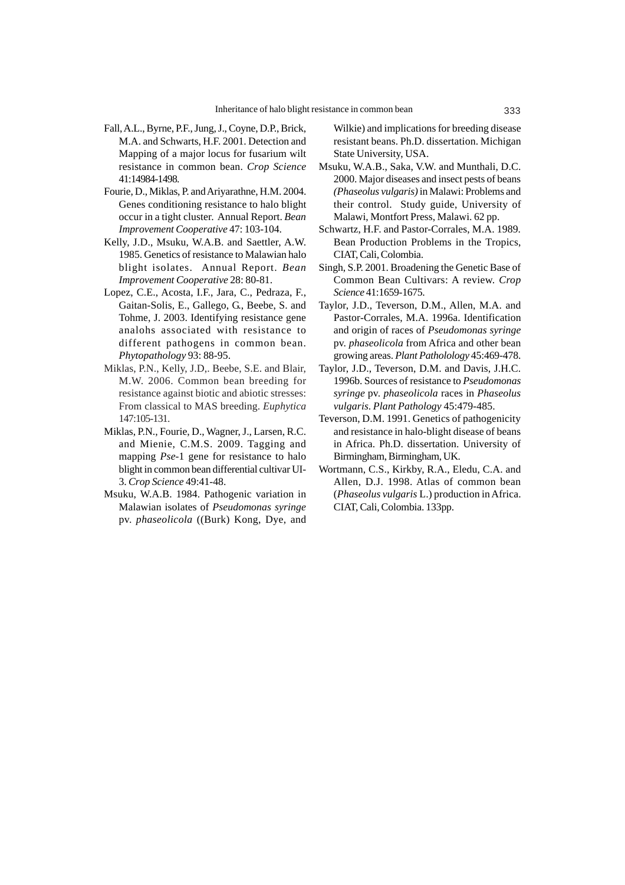Fall, A.L., Byrne, P.F., Jung, J., Coyne, D.P., Brick, M.A. and Schwarts, H.F. 2001. Detection and Mapping of a major locus for fusarium wilt resistance in common bean. *Crop Science* 41:14984-1498.

Fourie, D., Miklas, P. and Ariyarathne, H.M. 2004. Genes conditioning resistance to halo blight occur in a tight cluster. Annual Report. *Bean Improvement Cooperative* 47: 103-104.

Kelly, J.D., Msuku, W.A.B. and Saettler, A.W. 1985. Genetics of resistance to Malawian halo blight isolates. Annual Report. *Bean Improvement Cooperative* 28: 80-81.

Lopez, C.E., Acosta, I.F., Jara, C., Pedraza, F., Gaitan-Solis, E., Gallego, G., Beebe, S. and Tohme, J. 2003. Identifying resistance gene analohs associated with resistance to different pathogens in common bean. *Phytopathology* 93: 88-95.

Miklas, P.N., Kelly, J.D,. Beebe, S.E. and Blair, M.W. 2006. Common bean breeding for resistance against biotic and abiotic stresses: From classical to MAS breeding. *Euphytica* 147:105-131.

Miklas, P.N., Fourie, D., Wagner, J., Larsen, R.C. and Mienie, C.M.S. 2009. Tagging and mapping *Pse*-1 gene for resistance to halo blight in common bean differential cultivar UI-3. *Crop Science* 49:41-48.

Msuku, W.A.B. 1984. Pathogenic variation in Malawian isolates of *Pseudomonas syringe* pv. *phaseolicola* ((Burk) Kong, Dye, and Wilkie) and implications for breeding disease resistant beans. Ph.D. dissertation. Michigan State University, USA.

Msuku, W.A.B., Saka, V.W. and Munthali, D.C. 2000. Major diseases and insect pests of beans *(Phaseolus vulgaris)* in Malawi: Problems and their control. Study guide, University of Malawi, Montfort Press, Malawi. 62 pp.

Schwartz, H.F. and Pastor-Corrales, M.A. 1989. Bean Production Problems in the Tropics, CIAT, Cali, Colombia.

Singh, S.P. 2001. Broadening the Genetic Base of Common Bean Cultivars: A review. *Crop Science* 41:1659-1675.

Taylor, J.D., Teverson, D.M., Allen, M.A. and Pastor-Corrales, M.A. 1996a. Identification and origin of races of *Pseudomonas syringe* pv. *phaseolicola* from Africa and other bean growing areas. *Plant Pathololog*y 45:469-478.

Taylor, J.D., Teverson, D.M. and Davis, J.H.C. 1996b. Sources of resistance to *Pseudomonas syringe* pv. *phaseolicola* races in *Phaseolus vulgaris*. *Plant Pathology* 45:479-485.

Teverson, D.M. 1991. Genetics of pathogenicity and resistance in halo-blight disease of beans in Africa. Ph.D. dissertation. University of Birmingham, Birmingham, UK.

Wortmann, C.S., Kirkby, R.A., Eledu, C.A. and Allen, D.J. 1998. Atlas of common bean (*Phaseolus vulgaris* L.) production in Africa. CIAT, Cali, Colombia. 133pp.